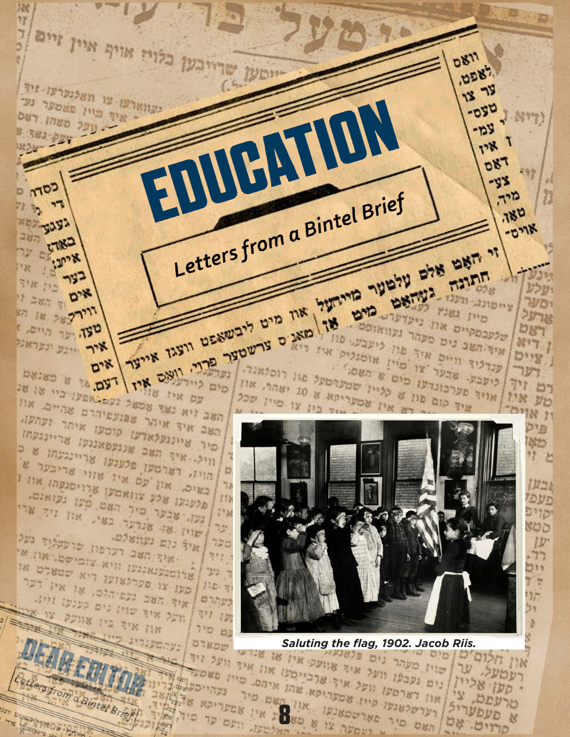# EDUCATION

## Letters from a Bintel Brief

Saluting the flag, 1902. Jacob Riis.

## DEAR EDITOR

Letters from a Bintel Brief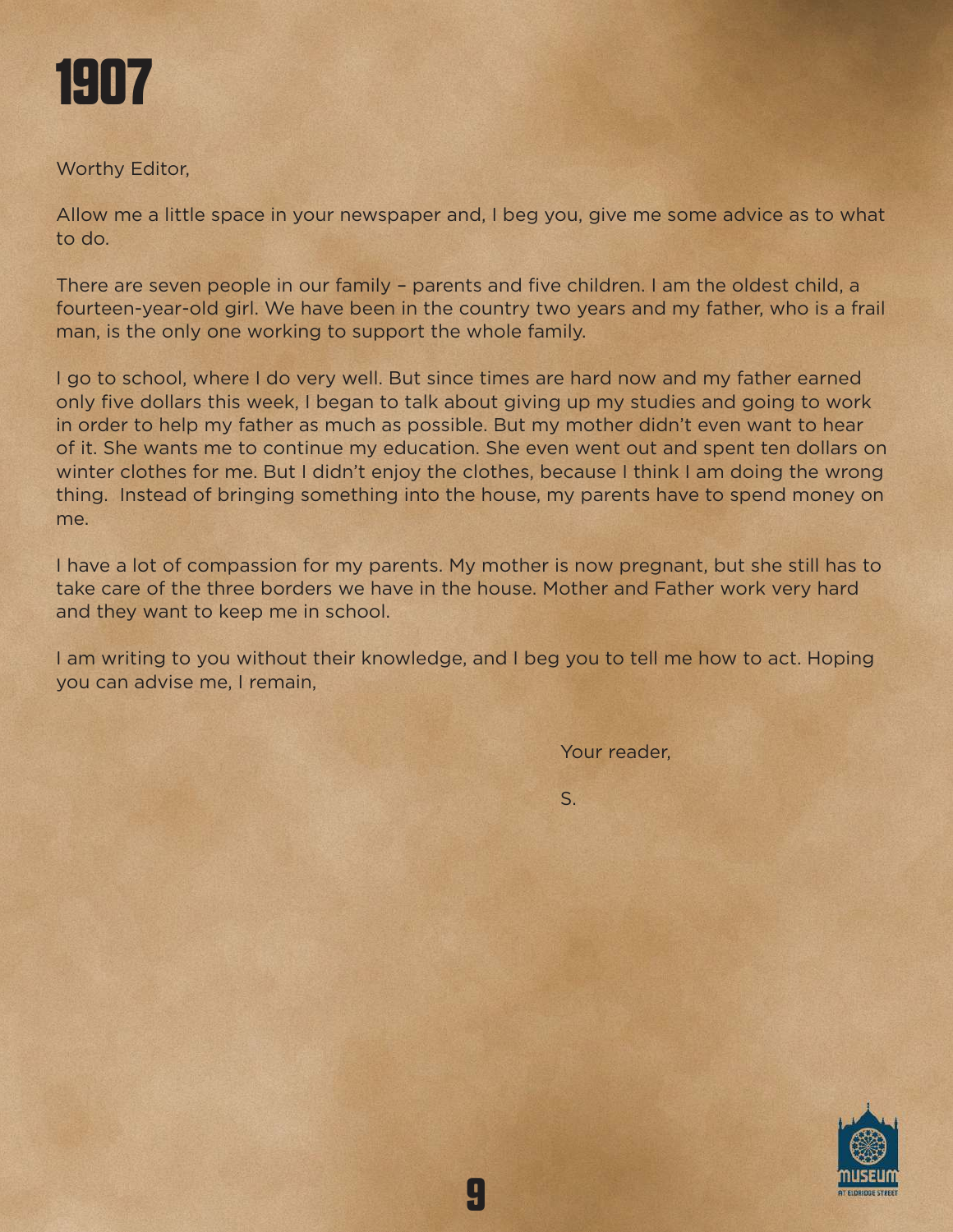# 1907

Worthy Editor,

Allow me a little space in your newspaper and, I beg you, give me some advice as to what to do.

There are seven people in our family – parents and five children. I am the oldest child, a fourteen-year-old girl. We have been in the country two years and my father, who is a frail man, is the only one working to support the whole family.

I go to school, where I do very well. But since times are hard now and my father earned only five dollars this week, I began to talk about giving up my studies and going to work in order to help my father as much as possible. But my mother didn't even want to hear of it. She wants me to continue my education. She even went out and spent ten dollars on winter clothes for me. But I didn't enjoy the clothes, because I think I am doing the wrong thing. Instead of bringing something into the house, my parents have to spend money on me.

I have a lot of compassion for my parents. My mother is now pregnant, but she still has to take care of the three borders we have in the house. Mother and Father work very hard and they want to keep me in school.

I am writing to you without their knowledge, and I beg you to tell me how to act. Hoping you can advise me, I remain,

Your reader,

S.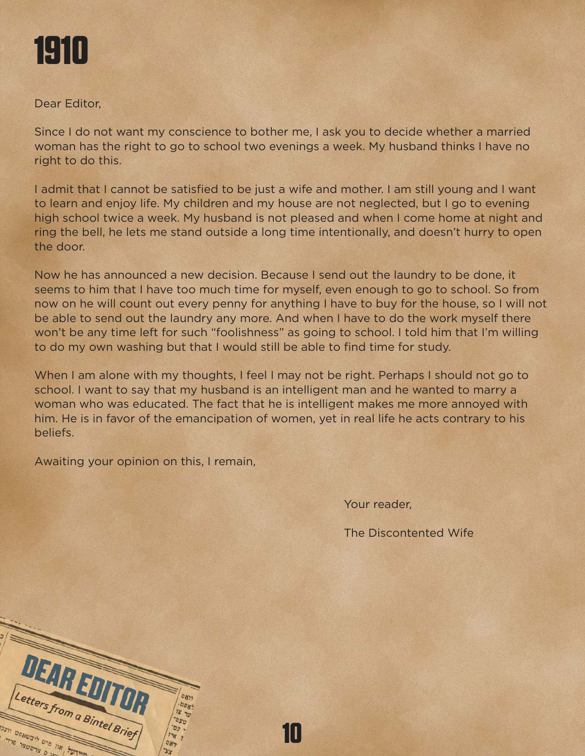# 1910

Dear Editor,

Since I do not want my conscience to bother me, I ask you to decide whether a married woman has the right to go to school two evenings a week. My husband thinks I have no right to do this.

I admit that I cannot be satisfied to be just a wife and mother. I am still young and I want to learn and enjoy life. My children and my house are not neglected, but I go to evening high school twice a week. My husband is not pleased and when I come home at night and ring the bell, he lets me stand outside a long time intentionally, and doesn't hurry to open the door.

Now he has announced a new decision. Because I send out the laundry to be done, it seems to him that I have too much time for myself, even enough to go to school. So from now on he will count out every penny for anything I have to buy for the house, so I will not be able to send out the laundry any more. And when I have to do the work myself there won't be any time left for such "foolishness" as going to school. I told him that I'm willing to do my own washing but that I would still be able to find time for study.

When I am alone with my thoughts, I feel I may not be right. Perhaps I should not go to school. I want to say that my husband is an intelligent man and he wanted to marry a woman who was educated. The fact that he is intelligent makes me more annoyed with him. He is in favor of the emancipation of women, yet in real life he acts contrary to his beliefs.

Awaiting your opinion on this, I remain,

Your reader,

The Discontented Wife

DEAR EDITOR

Letters from a Bintel Brief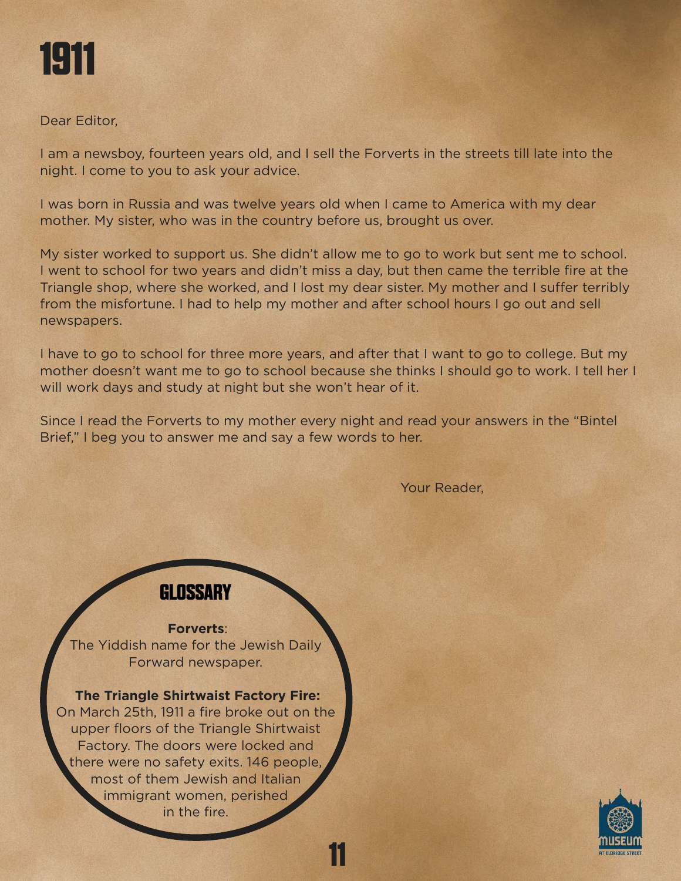# 1911

Dear Editor,

I am a newsboy, fourteen years old, and I sell the Forverts in the streets till late into the night. I come to you to ask your advice.

I was born in Russia and was twelve years old when I came to America with my dear mother. My sister, who was in the country before us, brought us over.

My sister worked to support us. She didn't allow me to go to work but sent me to school. I went to school for two years and didn't miss a day, but then came the terrible fire at the Triangle shop, where she worked, and I lost my dear sister. My mother and I suffer terribly from the misfortune. I had to help my mother and after school hours I go out and sell newspapers.

I have to go to school for three more years, and after that I want to go to college. But my mother doesn't want me to go to school because she thinks I should go to work. I tell her I will work days and study at night but she won't hear of it.

Since I read the Forverts to my mother every night and read your answers in the "Bintel Brief," I beg you to answer me and say a few words to her.

Your Reader,

## GLOSSARY

**Forverts**: The Yiddish name for the Jewish Daily Forward newspaper.

**The Triangle Shirtwaist Factory Fire:** On March 25th, 1911 a fire broke out on the upper floors of the Triangle Shirtwaist Factory. The doors were locked and there were no safety exits. 146 people, most of them Jewish and Italian immigrant women, perished in the fire.

MUSEUM AT ELDRIDGE STREET